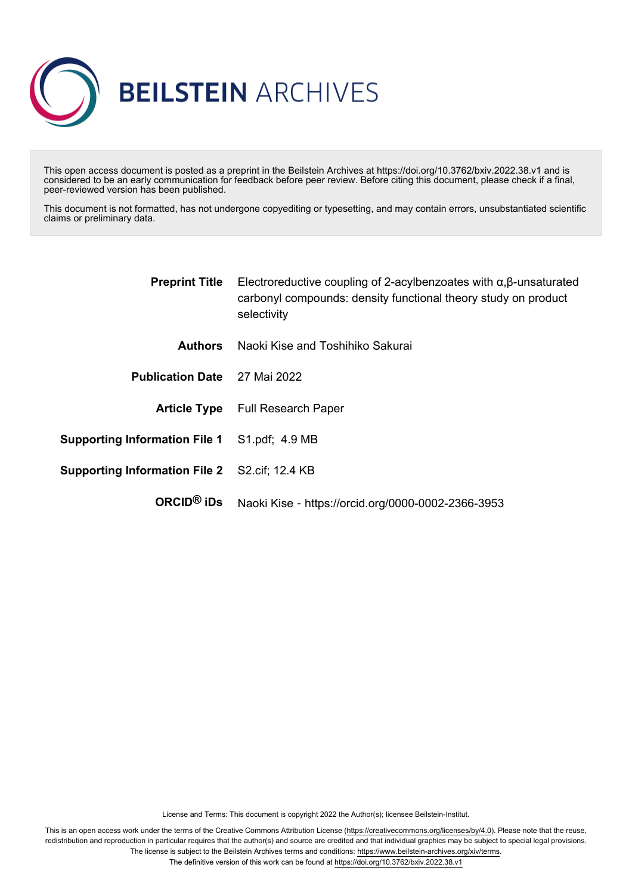# BEILSTEIN ARCHIVES

This open access document is posted as a preprint in the Beilstein Archives at https://doi.org/10.3762/bxiv.2022.38.v1 and is considered to be an early communication for feedback before peer review. Before citing this document, please check if a final, peer-reviewed version has been published.

This document is not formatted, has not undergone copyediting or typesetting, and may contain errors, unsubstantiated scientific claims or preliminary data.

| | |
|---|---|
| **Preprint Title** | Electroreductive coupling of 2-acylbenzoates with α,β-unsaturated carbonyl compounds: density functional theory study on product selectivity |
| **Authors** | Naoki Kise and Toshihiko Sakurai |
| **Publication Date** | 27 Mai 2022 |
| **Article Type** | Full Research Paper |
| **Supporting Information File 1** | S1.pdf; 4.9 MB |
| **Supporting Information File 2** | S2.cif; 12.4 KB |
| **ORCID® iDs** | Naoki Kise - https://orcid.org/0000-0002-2366-3953 |

License and Terms: This document is copyright 2022 the Author(s); licensee Beilstein-Institut.

This is an open access work under the terms of the Creative Commons Attribution License (https://creativecommons.org/licenses/by/4.0). Please note that the reuse, redistribution and reproduction in particular requires that the author(s) and source are credited and that individual graphics may be subject to special legal provisions. The license is subject to the Beilstein Archives terms and conditions: https://www.beilstein-archives.org/xiv/terms.
The definitive version of this work can be found at https://doi.org/10.3762/bxiv.2022.38.v1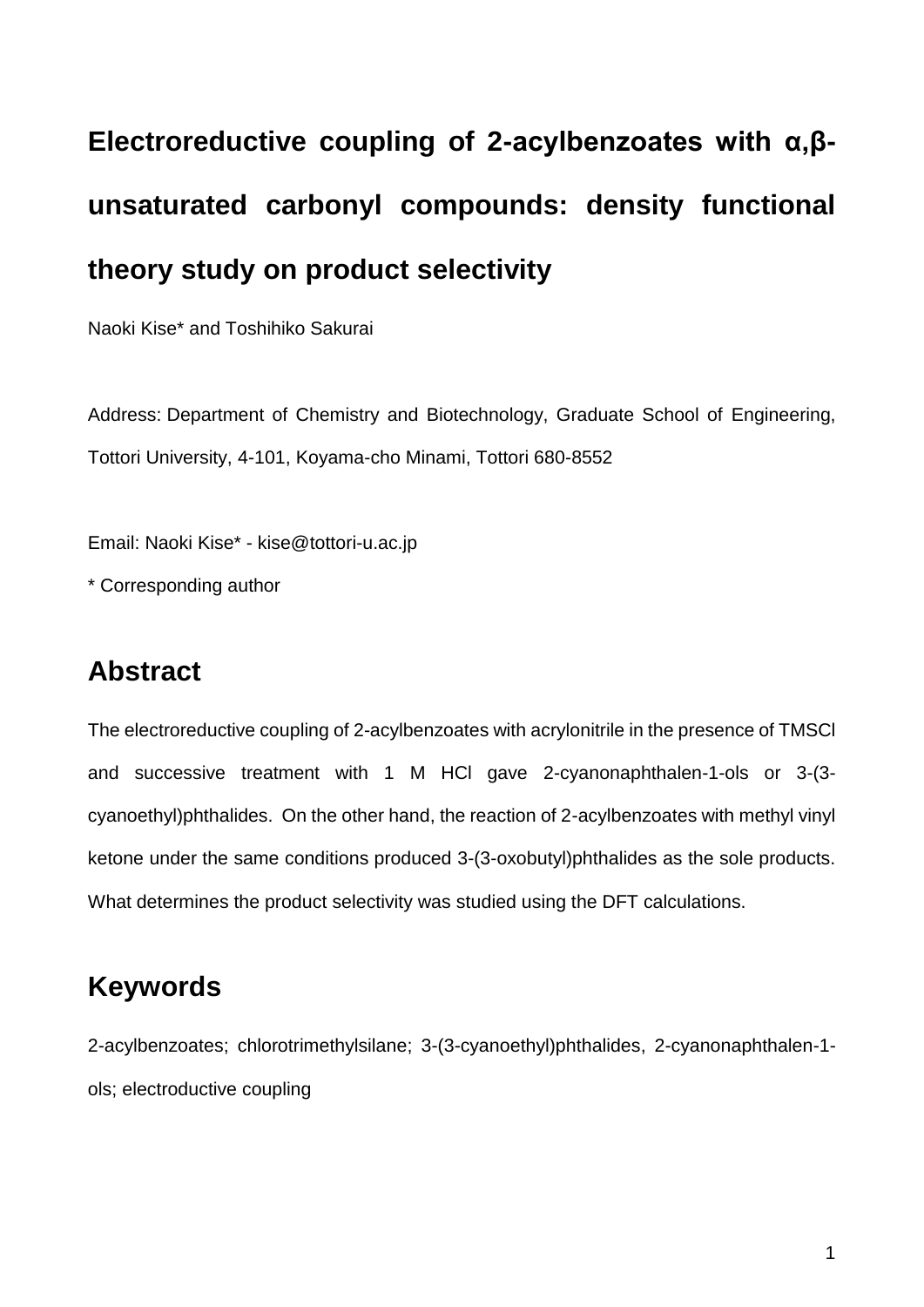# Electroreductive coupling of 2-acylbenzoates with α,β-unsaturated carbonyl compounds: density functional theory study on product selectivity

Naoki Kise* and Toshihiko Sakurai

Address: Department of Chemistry and Biotechnology, Graduate School of Engineering, Tottori University, 4-101, Koyama-cho Minami, Tottori 680-8552

Email: Naoki Kise* - kise@tottori-u.ac.jp

\* Corresponding author

## Abstract

The electroreductive coupling of 2-acylbenzoates with acrylonitrile in the presence of TMSCl and successive treatment with 1 M HCl gave 2-cyanonaphthalen-1-ols or 3-(3-cyanoethyl)phthalides. On the other hand, the reaction of 2-acylbenzoates with methyl vinyl ketone under the same conditions produced 3-(3-oxobutyl)phthalides as the sole products. What determines the product selectivity was studied using the DFT calculations.

## Keywords

2-acylbenzoates; chlorotrimethylsilane; 3-(3-cyanoethyl)phthalides, 2-cyanonaphthalen-1-ols; electroductive coupling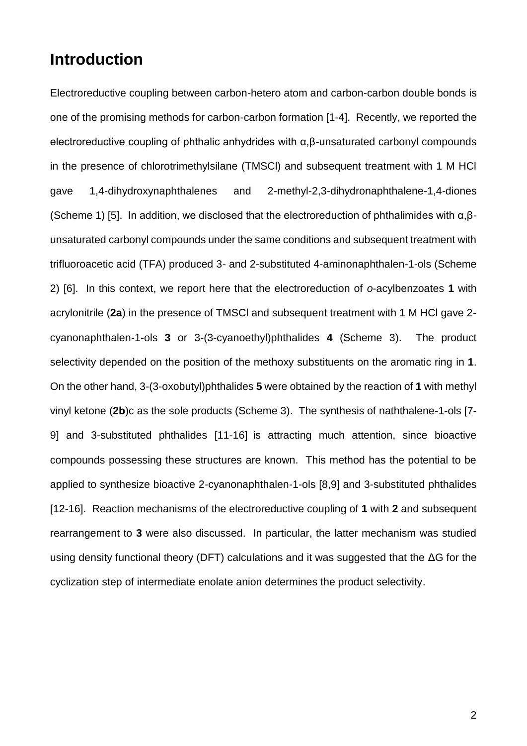# Introduction

Electroreductive coupling between carbon-hetero atom and carbon-carbon double bonds is one of the promising methods for carbon-carbon formation [1-4]. Recently, we reported the electroreductive coupling of phthalic anhydrides with α,β-unsaturated carbonyl compounds in the presence of chlorotrimethylsilane (TMSCl) and subsequent treatment with 1 M HCl gave 1,4-dihydroxynaphthalenes and 2-methyl-2,3-dihydronaphthalene-1,4-diones (Scheme 1) [5]. In addition, we disclosed that the electroreduction of phthalimides with α,β-unsaturated carbonyl compounds under the same conditions and subsequent treatment with trifluoroacetic acid (TFA) produced 3- and 2-substituted 4-aminonaphthalen-1-ols (Scheme 2) [6]. In this context, we report here that the electroreduction of *o*-acylbenzoates **1** with acrylonitrile (**2a**) in the presence of TMSCl and subsequent treatment with 1 M HCl gave 2-cyanonaphthalen-1-ols **3** or 3-(3-cyanoethyl)phthalides **4** (Scheme 3). The product selectivity depended on the position of the methoxy substituents on the aromatic ring in **1**. On the other hand, 3-(3-oxobutyl)phthalides **5** were obtained by the reaction of **1** with methyl vinyl ketone (**2b**)c as the sole products (Scheme 3). The synthesis of naththalene-1-ols [7-9] and 3-substituted phthalides [11-16] is attracting much attention, since bioactive compounds possessing these structures are known. This method has the potential to be applied to synthesize bioactive 2-cyanonaphthalen-1-ols [8,9] and 3-substituted phthalides [12-16]. Reaction mechanisms of the electroreductive coupling of **1** with **2** and subsequent rearrangement to **3** were also discussed. In particular, the latter mechanism was studied using density functional theory (DFT) calculations and it was suggested that the ΔG for the cyclization step of intermediate enolate anion determines the product selectivity.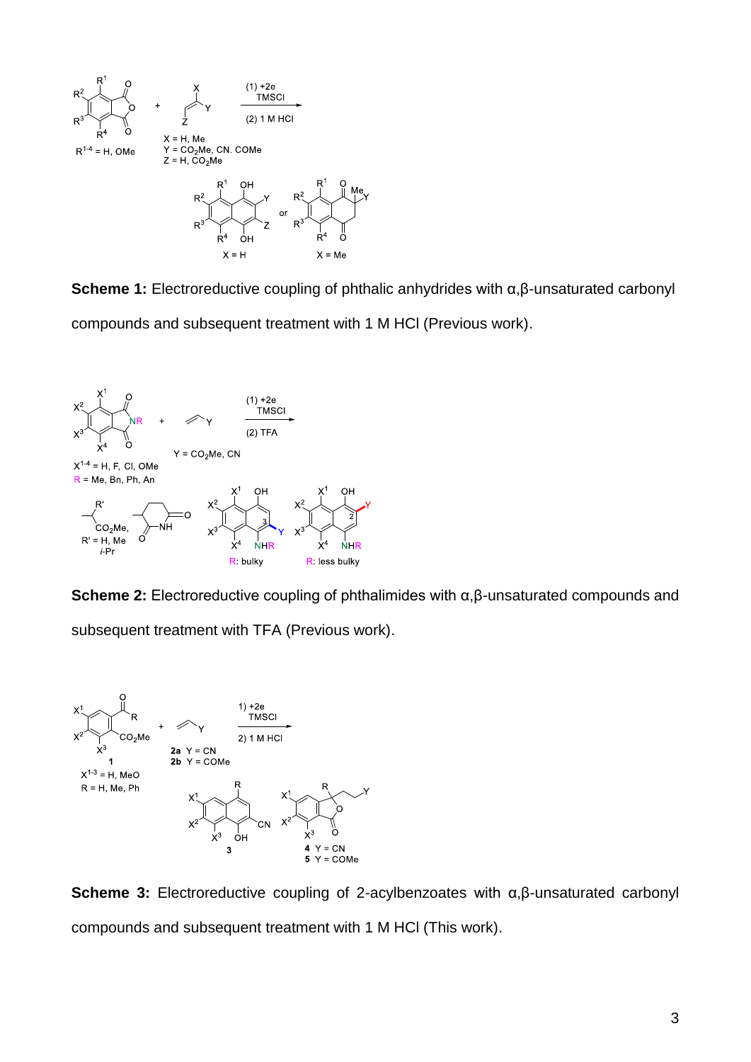**Scheme 1:** Electroreductive coupling of phthalic anhydrides with α,β-unsaturated carbonyl compounds and subsequent treatment with 1 M HCl (Previous work).

**Scheme 2:** Electroreductive coupling of phthalimides with α,β-unsaturated compounds and subsequent treatment with TFA (Previous work).

**Scheme 3:** Electroreductive coupling of 2-acylbenzoates with α,β-unsaturated carbonyl compounds and subsequent treatment with 1 M HCl (This work).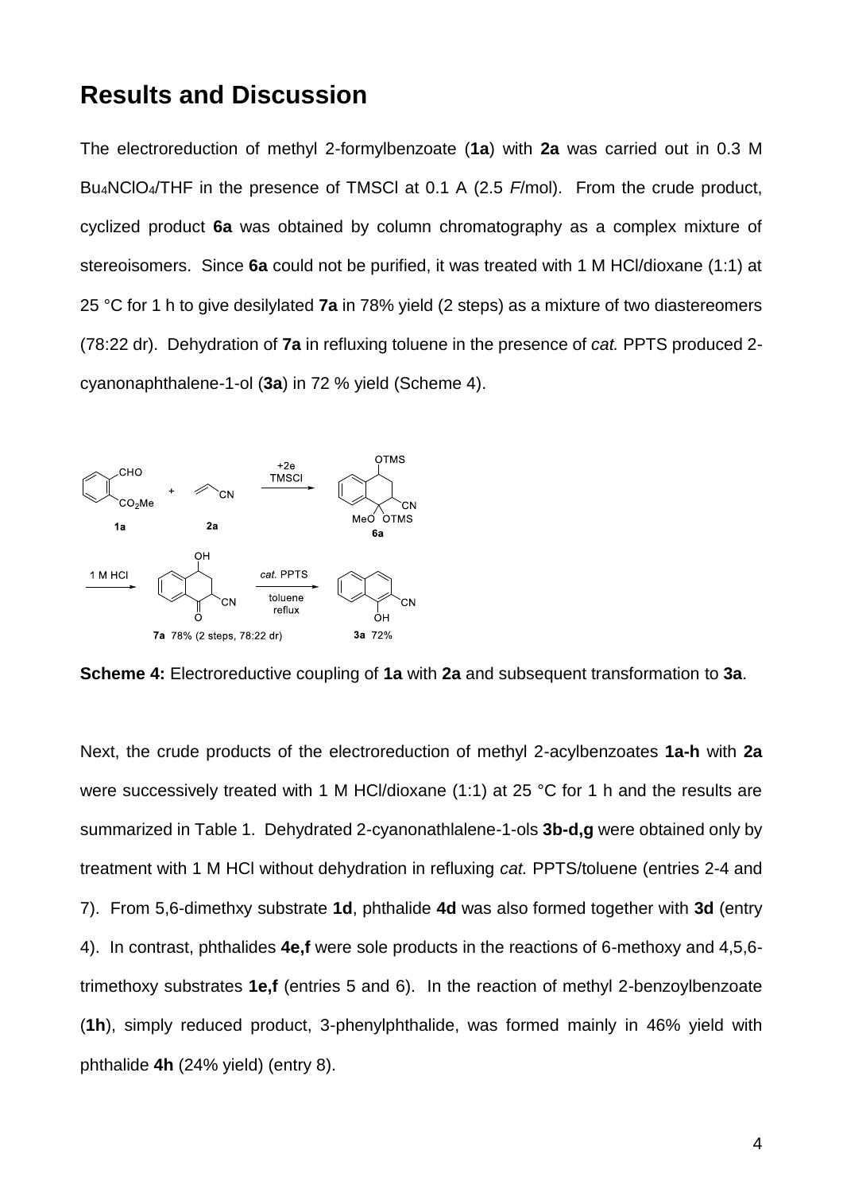## Results and Discussion

The electroreduction of methyl 2-formylbenzoate (**1a**) with **2a** was carried out in 0.3 M $Bu_4NClO_4$/THF in the presence of TMSCl at 0.1 A (2.5 *F*/mol). From the crude product, cyclized product **6a** was obtained by column chromatography as a complex mixture of stereoisomers. Since **6a** could not be purified, it was treated with 1 M HCl/dioxane (1:1) at 25 °C for 1 h to give desilylated **7a** in 78% yield (2 steps) as a mixture of two diastereomers (78:22 dr). Dehydration of **7a** in refluxing toluene in the presence of *cat.* PPTS produced 2-cyanonaphthalene-1-ol (**3a**) in 72 % yield (Scheme 4).

**Scheme 4:** Electroreductive coupling of **1a** with **2a** and subsequent transformation to **3a**.

Next, the crude products of the electroreduction of methyl 2-acylbenzoates **1a-h** with **2a** were successively treated with 1 M HCl/dioxane (1:1) at 25 °C for 1 h and the results are summarized in Table 1. Dehydrated 2-cyanonathlalene-1-ols **3b-d,g** were obtained only by treatment with 1 M HCl without dehydration in refluxing *cat.* PPTS/toluene (entries 2-4 and 7). From 5,6-dimethxy substrate **1d**, phthalide **4d** was also formed together with **3d** (entry 4). In contrast, phthalides **4e,f** were sole products in the reactions of 6-methoxy and 4,5,6-trimethoxy substrates **1e,f** (entries 5 and 6). In the reaction of methyl 2-benzoylbenzoate (**1h**), simply reduced product, 3-phenylphthalide, was formed mainly in 46% yield with phthalide **4h** (24% yield) (entry 8).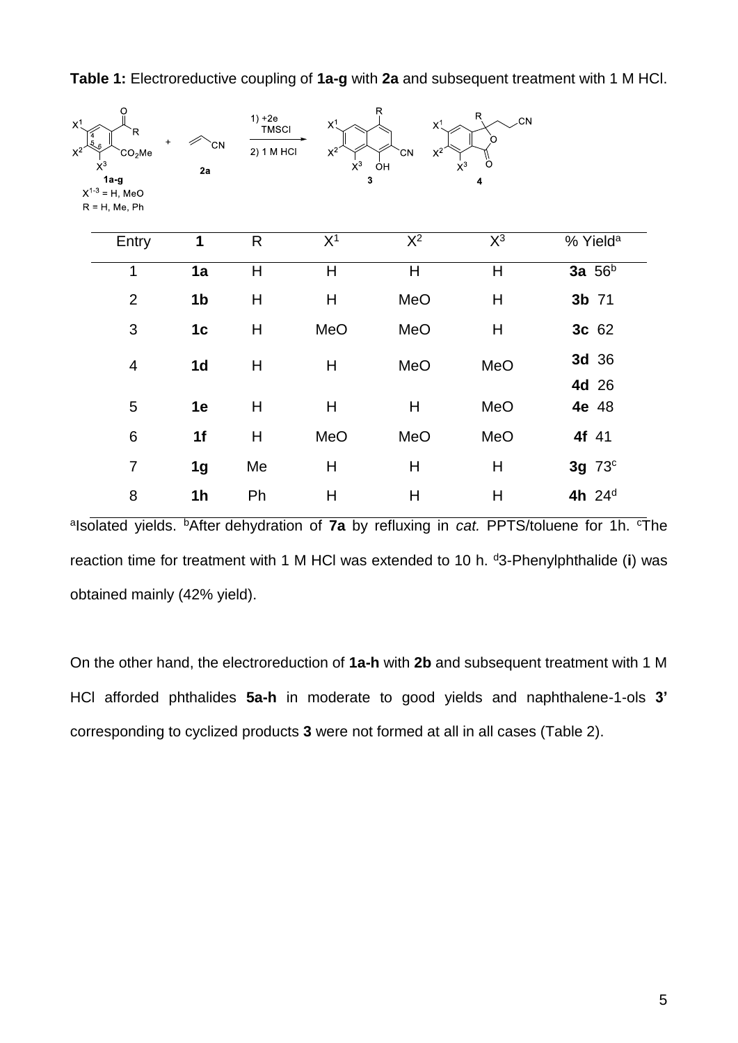**Table 1:** Electroreductive coupling of **1a-g** with **2a** and subsequent treatment with 1 M HCl.

| Entry | **1** | R | $X^1$ | $X^2$ | $X^3$ | % Yield[a] |
|---|---|---|---|---|---|---|
| 1 | **1a** | H | H | H | H | **3a** 56[b] |
| 2 | **1b** | H | H | MeO | H | **3b** 71 |
| 3 | **1c** | H | MeO | MeO | H | **3c** 62 |
| 4 | **1d** | H | H | MeO | MeO | **3d** 36<br>**4d** 26 |
| 5 | **1e** | H | H | H | MeO | **4e** 48 |
| 6 | **1f** | H | MeO | MeO | MeO | **4f** 41 |
| 7 | **1g** | Me | H | H | H | **3g** 73[c] |
| 8 | **1h** | Ph | H | H | H | **4h** 24[d] |

[a]Isolated yields. [b]After dehydration of **7a** by refluxing in *cat.* PPTS/toluene for 1h. [c]The reaction time for treatment with 1 M HCl was extended to 10 h. [d]3-Phenylphthalide (**i**) was obtained mainly (42% yield).

On the other hand, the electroreduction of **1a-h** with **2b** and subsequent treatment with 1 M HCl afforded phthalides **5a-h** in moderate to good yields and naphthalene-1-ols **3'** corresponding to cyclized products **3** were not formed at all in all cases (Table 2).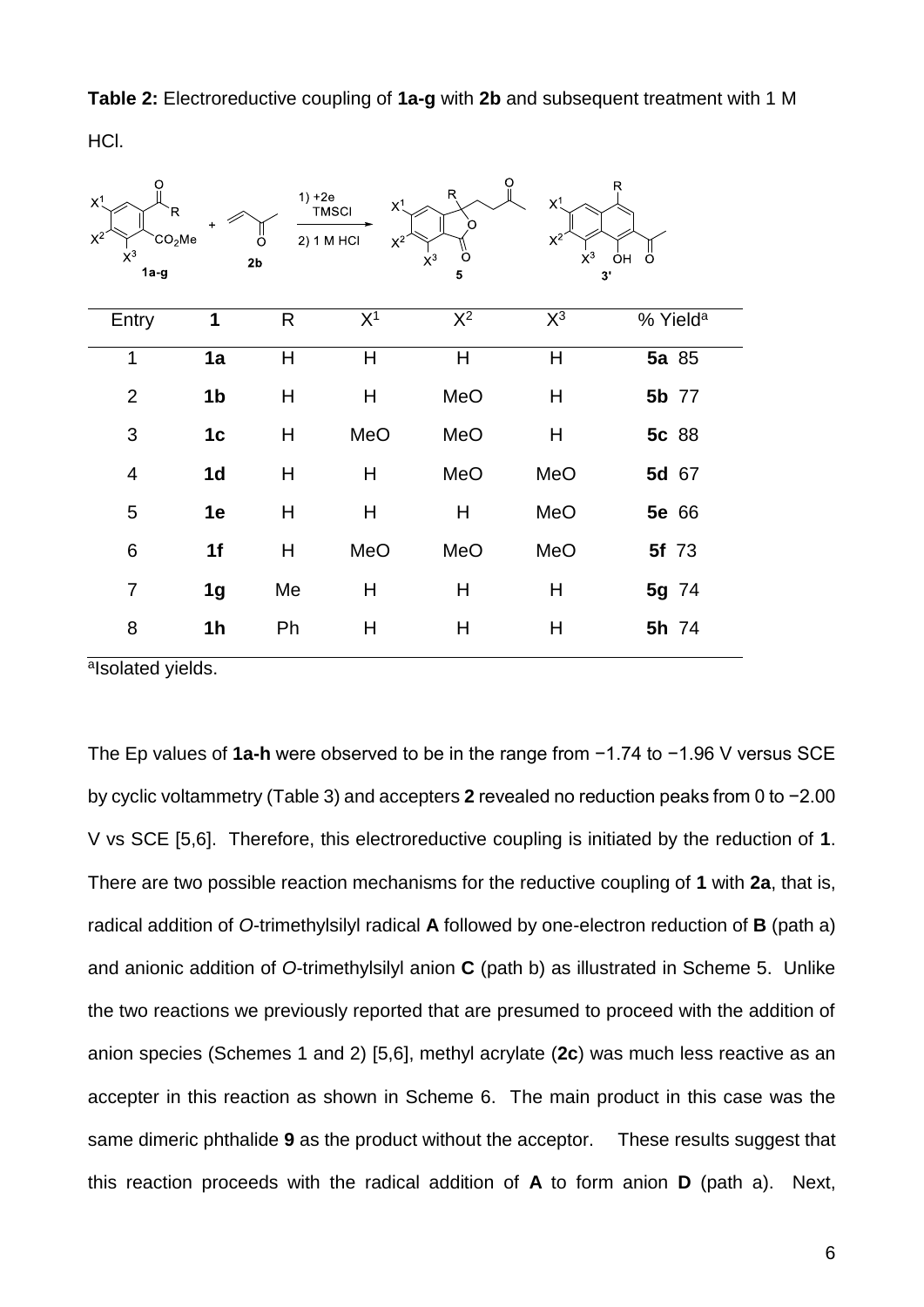**Table 2:** Electroreductive coupling of **1a-g** with **2b** and subsequent treatment with 1 M HCl.

| Entry | **1** | R | $X^1$ | $X^2$ | $X^3$ | % Yield[a] |
|---|---|---|---|---|---|---|
| 1 | **1a** | H | H | H | H | **5a** 85 |
| 2 | **1b** | H | H | MeO | H | **5b** 77 |
| 3 | **1c** | H | MeO | MeO | H | **5c** 88 |
| 4 | **1d** | H | H | MeO | MeO | **5d** 67 |
| 5 | **1e** | H | H | H | MeO | **5e** 66 |
| 6 | **1f** | H | MeO | MeO | MeO | **5f** 73 |
| 7 | **1g** | Me | H | H | H | **5g** 74 |
| 8 | **1h** | Ph | H | H | H | **5h** 74 |

[a]Isolated yields.

The Ep values of **1a-h** were observed to be in the range from −1.74 to −1.96 V versus SCE by cyclic voltammetry (Table 3) and accepters **2** revealed no reduction peaks from 0 to −2.00 V vs SCE [5,6]. Therefore, this electroreductive coupling is initiated by the reduction of **1**. There are two possible reaction mechanisms for the reductive coupling of **1** with **2a**, that is, radical addition of *O*-trimethylsilyl radical **A** followed by one-electron reduction of **B** (path a) and anionic addition of *O*-trimethylsilyl anion **C** (path b) as illustrated in Scheme 5. Unlike the two reactions we previously reported that are presumed to proceed with the addition of anion species (Schemes 1 and 2) [5,6], methyl acrylate (**2c**) was much less reactive as an accepter in this reaction as shown in Scheme 6. The main product in this case was the same dimeric phthalide **9** as the product without the acceptor. These results suggest that this reaction proceeds with the radical addition of **A** to form anion **D** (path a). Next,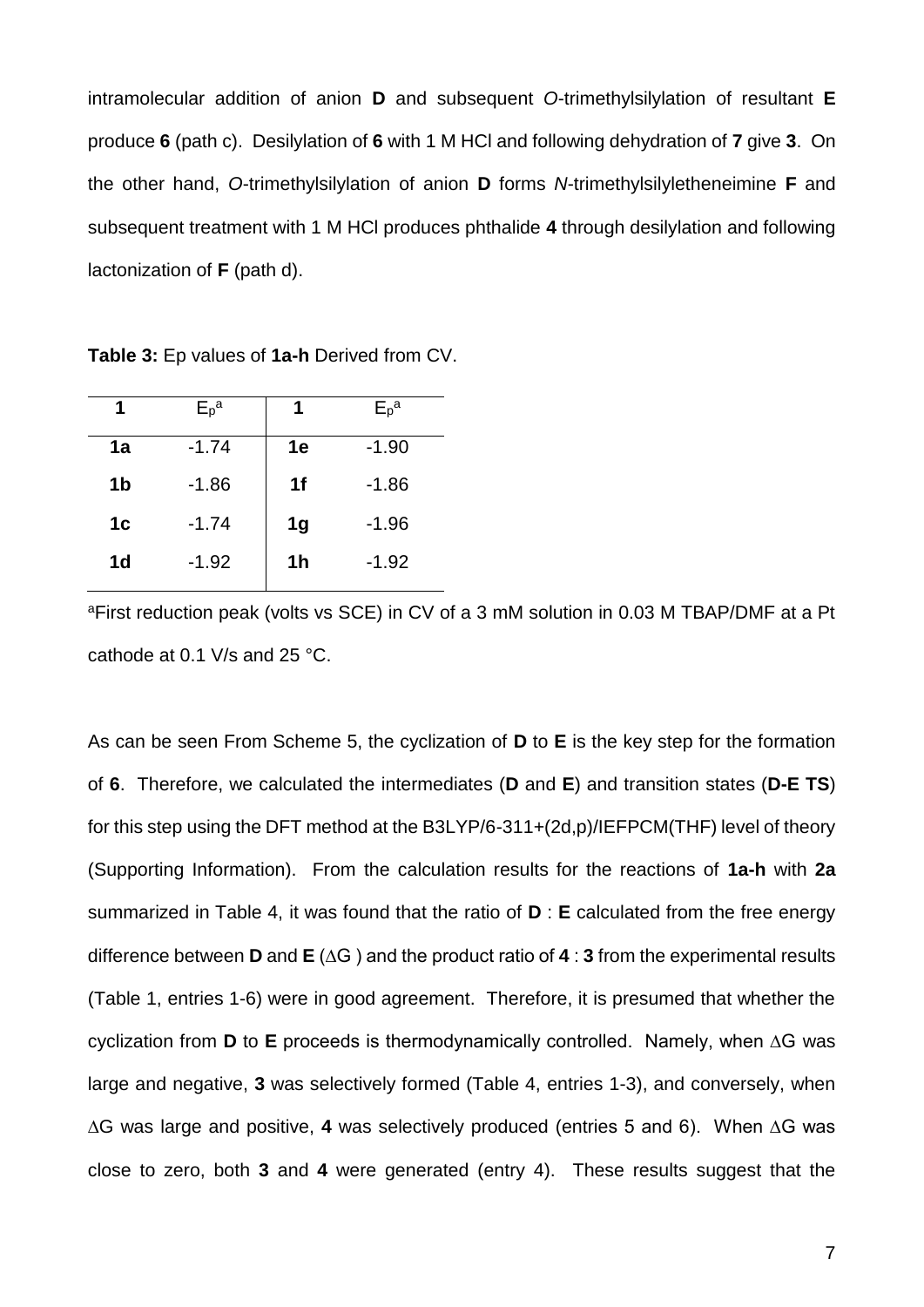intramolecular addition of anion **D** and subsequent *O*-trimethylsilylation of resultant **E** produce **6** (path c). Desilylation of **6** with 1 M HCl and following dehydration of **7** give **3**. On the other hand, *O*-trimethylsilylation of anion **D** forms *N*-trimethylsilyletheneimine **F** and subsequent treatment with 1 M HCl produces phthalide **4** through desilylation and following lactonization of **F** (path d).

**Table 3:** Ep values of **1a-h** Derived from CV.

| **1** | $E_p$[a] | **1** | $E_p$[a] |
|---|---|---|---|
| **1a** | -1.74 | **1e** | -1.90 |
| **1b** | -1.86 | **1f** | -1.86 |
| **1c** | -1.74 | **1g** | -1.96 |
| **1d** | -1.92 | **1h** | -1.92 |

[a]First reduction peak (volts vs SCE) in CV of a 3 mM solution in 0.03 M TBAP/DMF at a Pt cathode at 0.1 V/s and 25 °C.

As can be seen From Scheme 5, the cyclization of **D** to **E** is the key step for the formation of **6**. Therefore, we calculated the intermediates (**D** and **E**) and transition states (**D-E TS**) for this step using the DFT method at the B3LYP/6-311+(2d,p)/IEFPCM(THF) level of theory (Supporting Information). From the calculation results for the reactions of **1a-h** with **2a** summarized in Table 4, it was found that the ratio of **D** : **E** calculated from the free energy difference between **D** and **E** ($\Delta G$ ) and the product ratio of **4** : **3** from the experimental results (Table 1, entries 1-6) were in good agreement. Therefore, it is presumed that whether the cyclization from **D** to **E** proceeds is thermodynamically controlled. Namely, when $\Delta G$ was large and negative, **3** was selectively formed (Table 4, entries 1-3), and conversely, when $\Delta G$ was large and positive, **4** was selectively produced (entries 5 and 6). When $\Delta G$ was close to zero, both **3** and **4** were generated (entry 4). These results suggest that the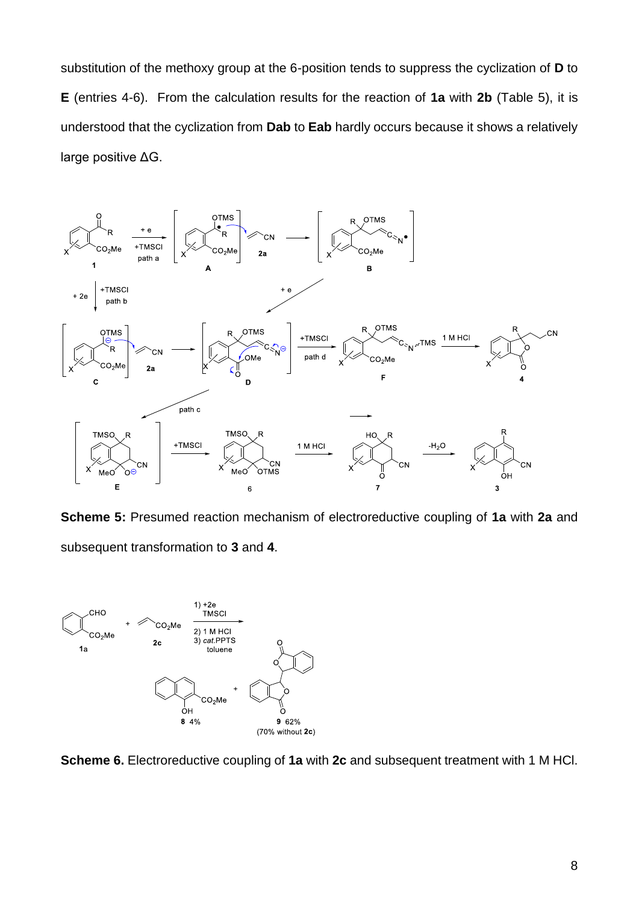substitution of the methoxy group at the 6-position tends to suppress the cyclization of **D** to **E** (entries 4-6). From the calculation results for the reaction of **1a** with **2b** (Table 5), it is understood that the cyclization from **Dab** to **Eab** hardly occurs because it shows a relatively large positive ΔG.

**Scheme 5:** Presumed reaction mechanism of electroreductive coupling of **1a** with **2a** and subsequent transformation to **3** and **4**.

**Scheme 6.** Electroreductive coupling of **1a** with **2c** and subsequent treatment with 1 M HCl.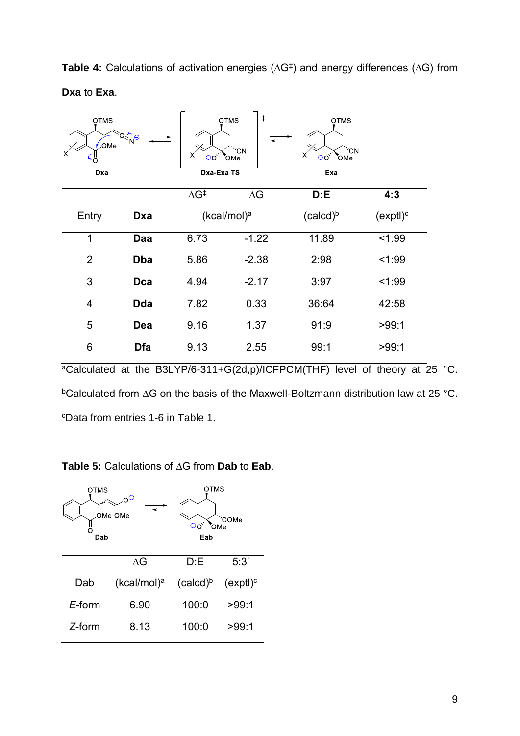**Table 4:** Calculations of activation energies (ΔG‡) and energy differences (ΔG) from **Dxa** to **Exa**.

| Entry | **Dxa** | ΔG‡ (kcal/mol)[a] | ΔG (kcal/mol)[a] | **D:E** (calcd)[b] | **4:3** (exptl)[c] |
|---|---|---|---|---|---|
| 1 | **Daa** | 6.73 | -1.22 | 11:89 | <1:99 |
| 2 | **Dba** | 5.86 | -2.38 | 2:98 | <1:99 |
| 3 | **Dca** | 4.94 | -2.17 | 3:97 | <1:99 |
| 4 | **Dda** | 7.82 | 0.33 | 36:64 | 42:58 |
| 5 | **Dea** | 9.16 | 1.37 | 91:9 | >99:1 |
| 6 | **Dfa** | 9.13 | 2.55 | 99:1 | >99:1 |

[a]Calculated at the B3LYP/6-311+G(2d,p)/ICFPCM(THF) level of theory at 25 °C.

[b]Calculated from ΔG on the basis of the Maxwell-Boltzmann distribution law at 25 °C.

[c]Data from entries 1-6 in Table 1.

**Table 5:** Calculations of ΔG from **Dab** to **Eab**.

| Dab | ΔG (kcal/mol)[a] | D:E (calcd)[b] | 5:3' (exptl)[c] |
|---|---|---|---|
| *E*-form | 6.90 | 100:0 | >99:1 |
| *Z*-form | 8.13 | 100:0 | >99:1 |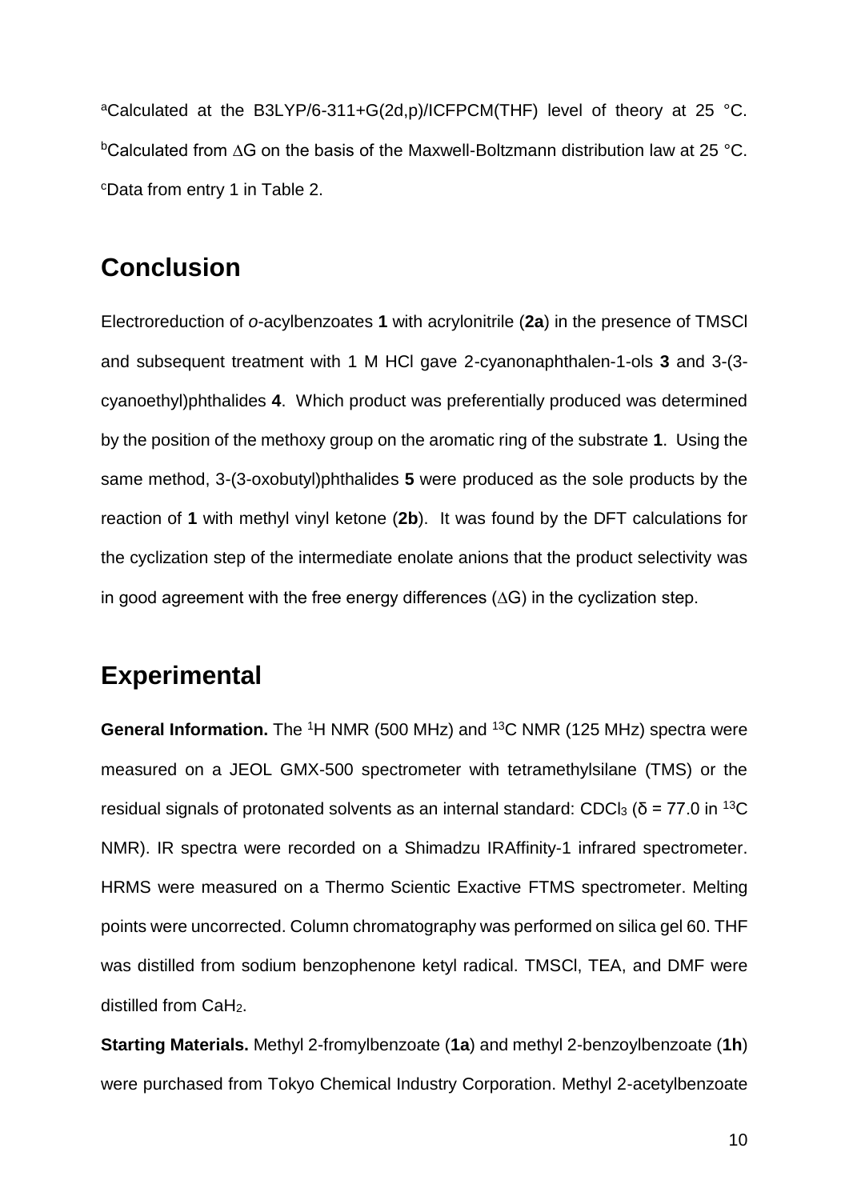[a]Calculated at the B3LYP/6-311+G(2d,p)/ICFPCM(THF) level of theory at 25 °C. [b]Calculated from $\Delta$G on the basis of the Maxwell-Boltzmann distribution law at 25 °C. [c]Data from entry 1 in Table 2.

## Conclusion

Electroreduction of *o*-acylbenzoates **1** with acrylonitrile (**2a**) in the presence of TMSCl and subsequent treatment with 1 M HCl gave 2-cyanonaphthalen-1-ols **3** and 3-(3-cyanoethyl)phthalides **4**. Which product was preferentially produced was determined by the position of the methoxy group on the aromatic ring of the substrate **1**. Using the same method, 3-(3-oxobutyl)phthalides **5** were produced as the sole products by the reaction of **1** with methyl vinyl ketone (**2b**). It was found by the DFT calculations for the cyclization step of the intermediate enolate anions that the product selectivity was in good agreement with the free energy differences ($\Delta$G) in the cyclization step.

## Experimental

**General Information.** The $^{1}$H NMR (500 MHz) and $^{13}$C NMR (125 MHz) spectra were measured on a JEOL GMX-500 spectrometer with tetramethylsilane (TMS) or the residual signals of protonated solvents as an internal standard: $CDCl_3$ ($\delta$ = 77.0 in $^{13}$C NMR). IR spectra were recorded on a Shimadzu IRAffinity-1 infrared spectrometer. HRMS were measured on a Thermo Scientific Exactive FTMS spectrometer. Melting points were uncorrected. Column chromatography was performed on silica gel 60. THF was distilled from sodium benzophenone ketyl radical. TMSCl, TEA, and DMF were distilled from $CaH_2$.

**Starting Materials.** Methyl 2-fromylbenzoate (**1a**) and methyl 2-benzoylbenzoate (**1h**) were purchased from Tokyo Chemical Industry Corporation. Methyl 2-acetylbenzoate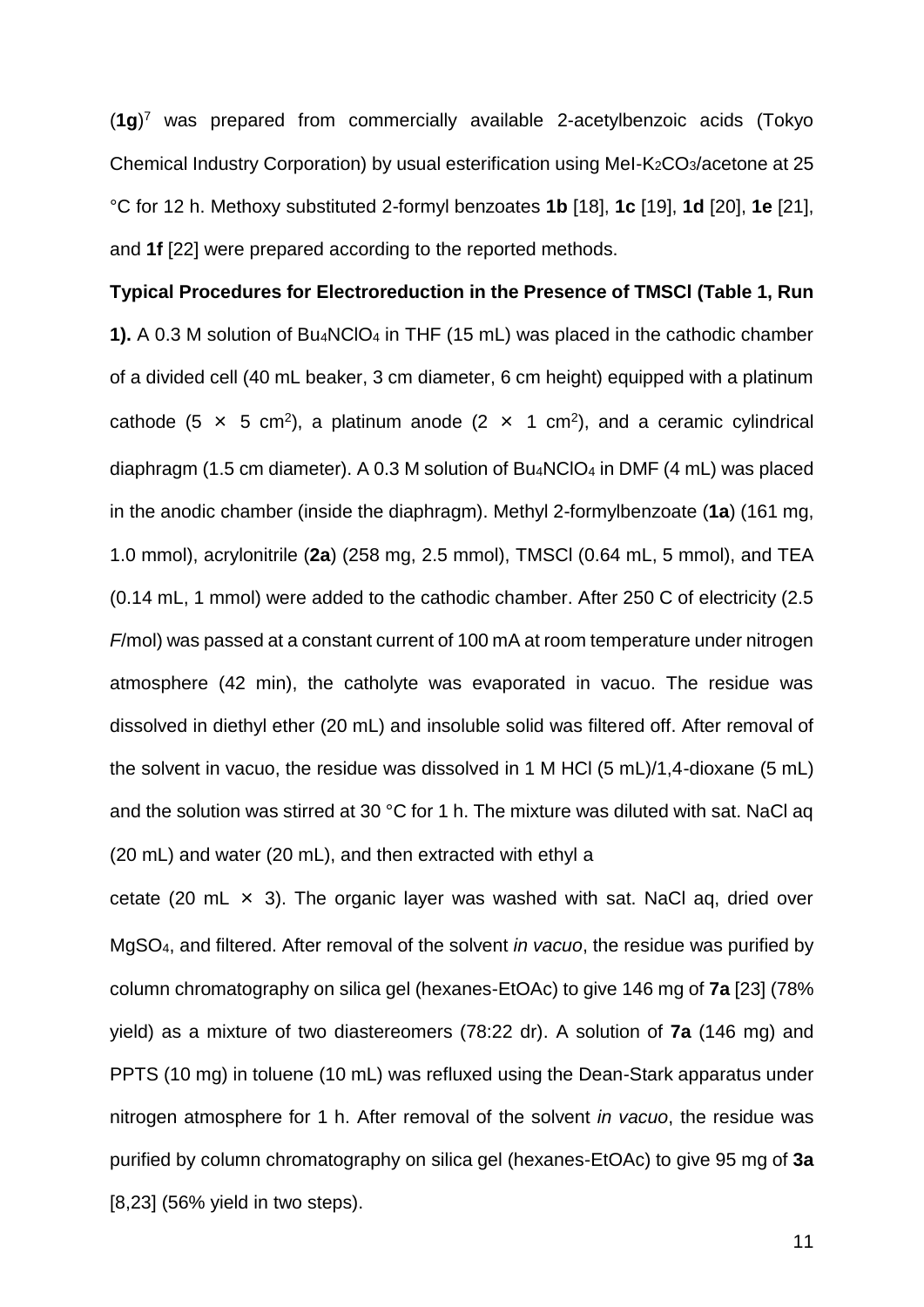(**1g**)[7] was prepared from commercially available 2-acetylbenzoic acids (Tokyo Chemical Industry Corporation) by usual esterification using MeI-$K_2CO_3$/acetone at 25 °C for 12 h. Methoxy substituted 2-formyl benzoates **1b** [18], **1c** [19], **1d** [20], **1e** [21], and **1f** [22] were prepared according to the reported methods.

**Typical Procedures for Electroreduction in the Presence of TMSCl (Table 1, Run 1).** A 0.3 M solution of $Bu_4NClO_4$ in THF (15 mL) was placed in the cathodic chamber of a divided cell (40 mL beaker, 3 cm diameter, 6 cm height) equipped with a platinum cathode (5 × 5 $cm^2$), a platinum anode (2 × 1 $cm^2$), and a ceramic cylindrical diaphragm (1.5 cm diameter). A 0.3 M solution of $Bu_4NClO_4$ in DMF (4 mL) was placed in the anodic chamber (inside the diaphragm). Methyl 2-formylbenzoate (**1a**) (161 mg, 1.0 mmol), acrylonitrile (**2a**) (258 mg, 2.5 mmol), TMSCl (0.64 mL, 5 mmol), and TEA (0.14 mL, 1 mmol) were added to the cathodic chamber. After 250 C of electricity (2.5 *F*/mol) was passed at a constant current of 100 mA at room temperature under nitrogen atmosphere (42 min), the catholyte was evaporated in vacuo. The residue was dissolved in diethyl ether (20 mL) and insoluble solid was filtered off. After removal of the solvent in vacuo, the residue was dissolved in 1 M HCl (5 mL)/1,4-dioxane (5 mL) and the solution was stirred at 30 °C for 1 h. The mixture was diluted with sat. NaCl aq (20 mL) and water (20 mL), and then extracted with ethyl acetate (20 mL × 3). The organic layer was washed with sat. NaCl aq, dried over $MgSO_4$, and filtered. After removal of the solvent *in vacuo*, the residue was purified by column chromatography on silica gel (hexanes-EtOAc) to give 146 mg of **7a** [23] (78% yield) as a mixture of two diastereomers (78:22 dr). A solution of **7a** (146 mg) and PPTS (10 mg) in toluene (10 mL) was refluxed using the Dean-Stark apparatus under nitrogen atmosphere for 1 h. After removal of the solvent *in vacuo*, the residue was purified by column chromatography on silica gel (hexanes-EtOAc) to give 95 mg of **3a** [8,23] (56% yield in two steps).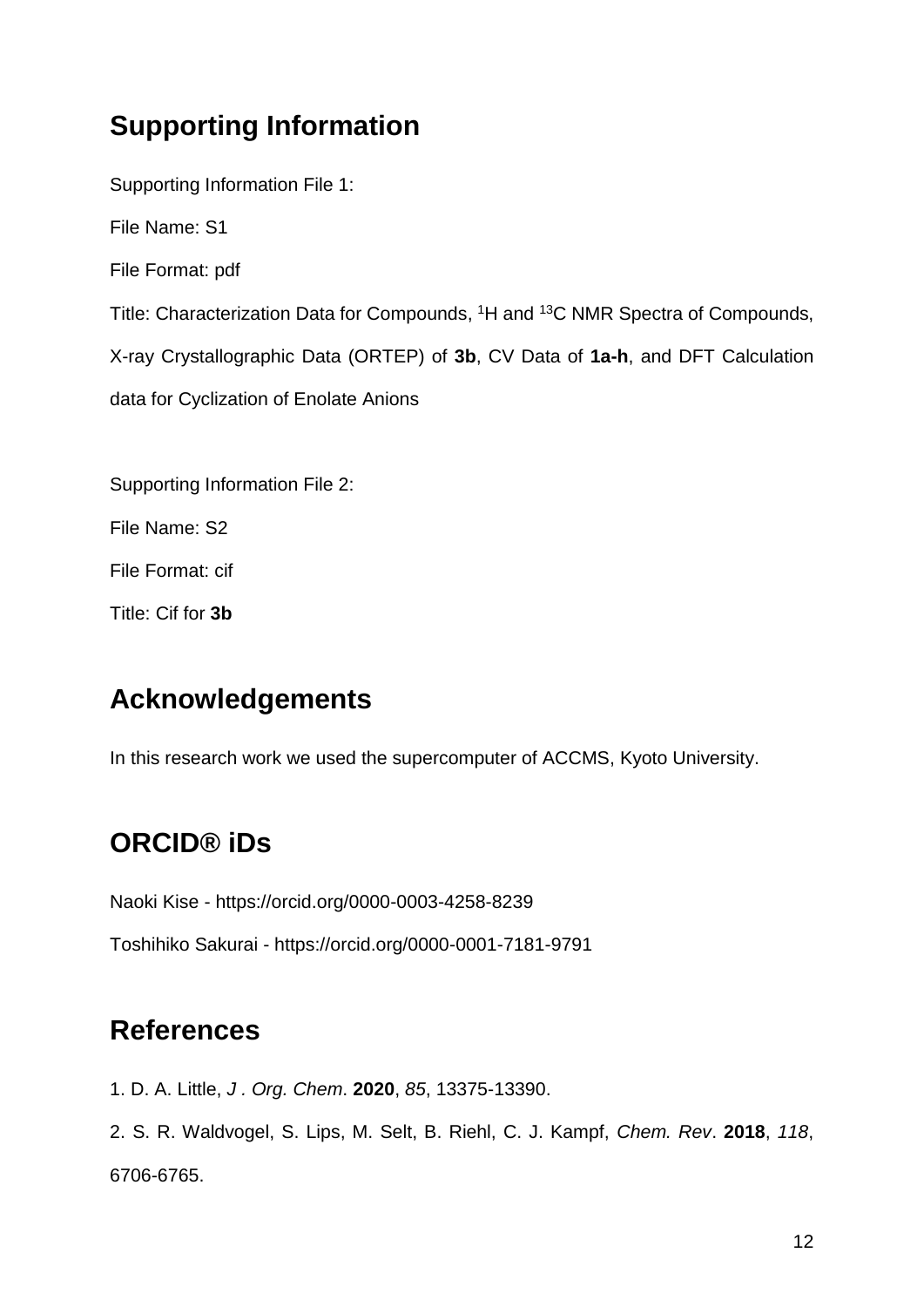## Supporting Information

Supporting Information File 1:

File Name: S1

File Format: pdf

Title: Characterization Data for Compounds, $^{1}$H and $^{13}$C NMR Spectra of Compounds, X-ray Crystallographic Data (ORTEP) of **3b**, CV Data of **1a-h**, and DFT Calculation data for Cyclization of Enolate Anions

Supporting Information File 2:

File Name: S2

File Format: cif

Title: Cif for **3b**

## Acknowledgements

In this research work we used the supercomputer of ACCMS, Kyoto University.

## ORCID® iDs

Naoki Kise - https://orcid.org/0000-0003-4258-8239

Toshihiko Sakurai - https://orcid.org/0000-0001-7181-9791

## References

1. D. A. Little, *J . Org. Chem*. **2020**, *85*, 13375-13390.

2. S. R. Waldvogel, S. Lips, M. Selt, B. Riehl, C. J. Kampf, *Chem. Rev*. **2018**, *118*, 6706-6765.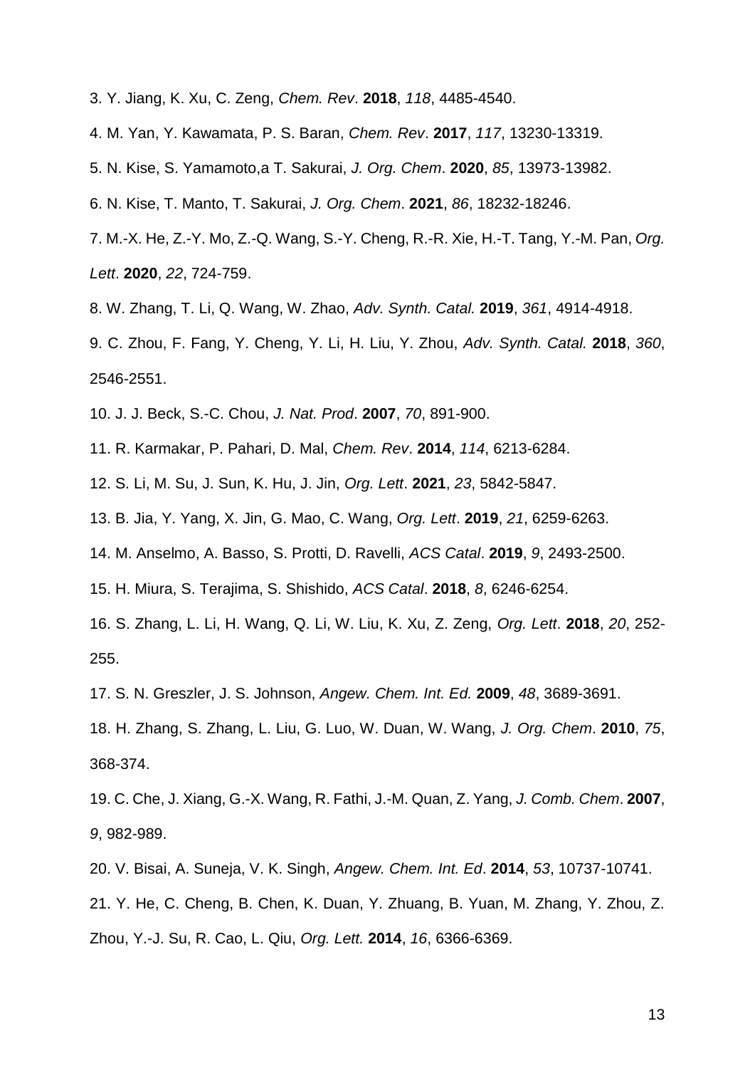3. Y. Jiang, K. Xu, C. Zeng, *Chem. Rev*. **2018**, *118*, 4485-4540.

4. M. Yan, Y. Kawamata, P. S. Baran, *Chem. Rev*. **2017**, *117*, 13230-13319.

5. N. Kise, S. Yamamoto,a T. Sakurai, *J. Org. Chem*. **2020**, *85*, 13973-13982.

6. N. Kise, T. Manto, T. Sakurai, *J. Org. Chem*. **2021**, *86*, 18232-18246.

7. M.-X. He, Z.-Y. Mo, Z.-Q. Wang, S.-Y. Cheng, R.-R. Xie, H.-T. Tang, Y.-M. Pan, *Org. Lett*. **2020**, *22*, 724-759.

8. W. Zhang, T. Li, Q. Wang, W. Zhao, *Adv. Synth. Catal.* **2019**, *361*, 4914-4918.

9. C. Zhou, F. Fang, Y. Cheng, Y. Li, H. Liu, Y. Zhou, *Adv. Synth. Catal.* **2018**, *360*, 2546-2551.

10. J. J. Beck, S.-C. Chou, *J. Nat. Prod*. **2007**, *70*, 891-900.

11. R. Karmakar, P. Pahari, D. Mal, *Chem. Rev*. **2014**, *114*, 6213-6284.

12. S. Li, M. Su, J. Sun, K. Hu, J. Jin, *Org. Lett*. **2021**, *23*, 5842-5847.

13. B. Jia, Y. Yang, X. Jin, G. Mao, C. Wang, *Org. Lett*. **2019**, *21*, 6259-6263.

14. M. Anselmo, A. Basso, S. Protti, D. Ravelli, *ACS Catal*. **2019**, *9*, 2493-2500.

15. H. Miura, S. Terajima, S. Shishido, *ACS Catal*. **2018**, *8*, 6246-6254.

16. S. Zhang, L. Li, H. Wang, Q. Li, W. Liu, K. Xu, Z. Zeng, *Org. Lett*. **2018**, *20*, 252-255.

17. S. N. Greszler, J. S. Johnson, *Angew. Chem. Int. Ed.* **2009**, *48*, 3689-3691.

18. H. Zhang, S. Zhang, L. Liu, G. Luo, W. Duan, W. Wang, *J. Org. Chem*. **2010**, *75*, 368-374.

19. C. Che, J. Xiang, G.-X. Wang, R. Fathi, J.-M. Quan, Z. Yang, *J. Comb. Chem*. **2007**, *9*, 982-989.

20. V. Bisai, A. Suneja, V. K. Singh, *Angew. Chem. Int. Ed*. **2014**, *53*, 10737-10741.

21. Y. He, C. Cheng, B. Chen, K. Duan, Y. Zhuang, B. Yuan, M. Zhang, Y. Zhou, Z. Zhou, Y.-J. Su, R. Cao, L. Qiu, *Org. Lett.* **2014**, *16*, 6366-6369.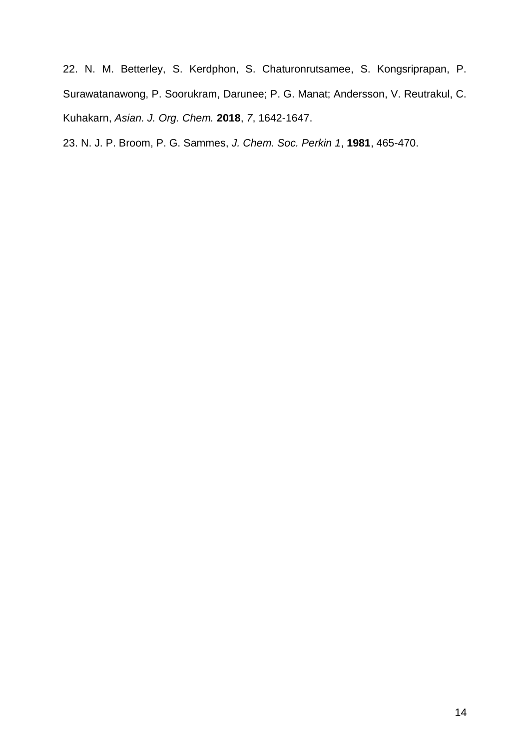22. N. M. Betterley, S. Kerdphon, S. Chaturonrutsamee, S. Kongsriprapan, P. Surawatanawong, P. Soorukram, Darunee; P. G. Manat; Andersson, V. Reutrakul, C. Kuhakarn, *Asian. J. Org. Chem.* **2018**, *7*, 1642-1647.

23. N. J. P. Broom, P. G. Sammes, *J. Chem. Soc. Perkin 1*, **1981**, 465-470.